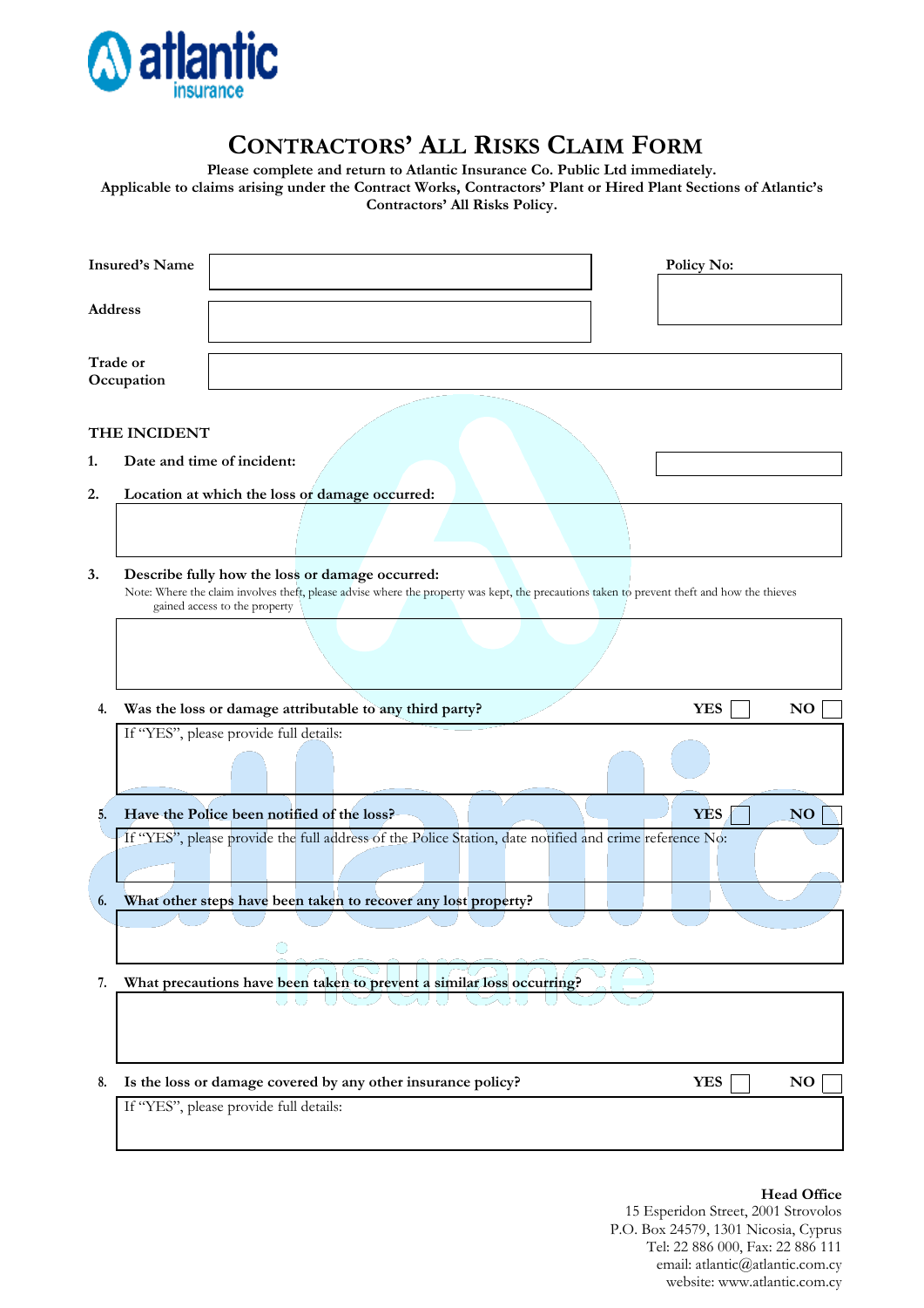# CONTRACTORS' ALL RISKS CLAIM FORM

**Please complete and return to Atlantic Insurance Co. Public Ltd immediately.**
**Applicable to claims arising under the Contract Works, Contractors' Plant or Hired Plant Sections of Atlantic's Contractors' All Risks Policy.**

**Insured's Name** ______________________

**Policy No:** ______________________

**Address** ______________________

**Trade or Occupation** ______________________

## THE INCIDENT

1. **Date and time of incident:** ______________________

2. **Location at which the loss or damage occurred:**

______________________

3. **Describe fully how the loss or damage occurred:**
   Note: Where the claim involves theft, please advise where the property was kept, the precautions taken to prevent theft and how the thieves gained access to the property

______________________

4. **Was the loss or damage attributable to any third party?** **YES** ☐ **NO** ☐
   If "YES", please provide full details:

______________________

5. **Have the Police been notified of the loss?** **YES** ☐ **NO** ☐
   If "YES", please provide the full address of the Police Station, date notified and crime reference No:

______________________

6. **What other steps have been taken to recover any lost property?**

______________________

7. **What precautions have been taken to prevent a similar loss occurring?**

______________________

8. **Is the loss or damage covered by any other insurance policy?** **YES** ☐ **NO** ☐
   If "YES", please provide full details:

______________________

**Head Office**
15 Esperidon Street, 2001 Strovolos
P.O. Box 24579, 1301 Nicosia, Cyprus
Tel: 22 886 000, Fax: 22 886 111
email: atlantic@atlantic.com.cy
website: www.atlantic.com.cy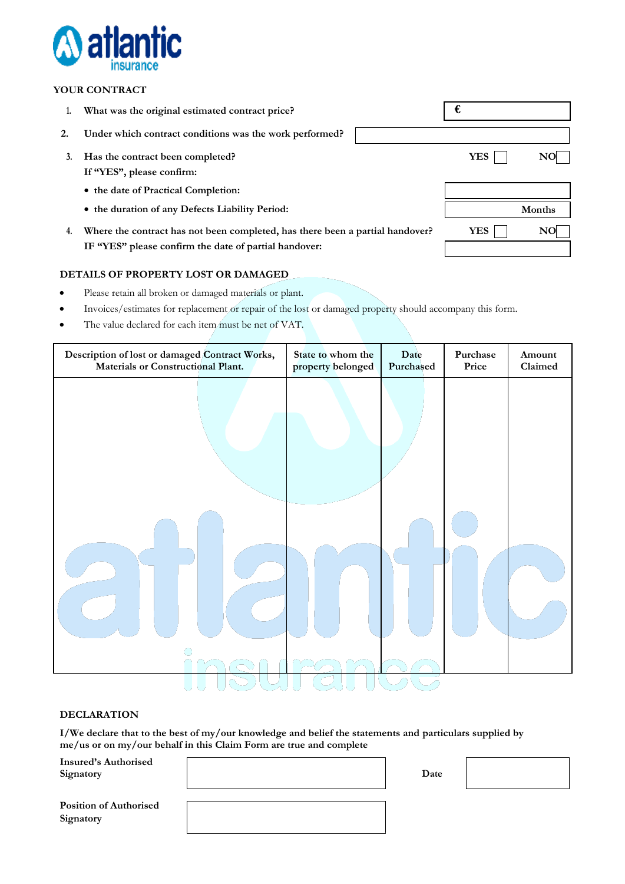## YOUR CONTRACT

1. What was the original estimated contract price? €
2. Under which contract conditions was the work performed?
3. Has the contract been completed? YES ☐ NO ☐
   If "YES", please confirm:
   - the date of Practical Completion:
   - the duration of any Defects Liability Period: Months
4. Where the contract has not been completed, has there been a partial handover? YES ☐ NO ☐
   IF "YES" please confirm the date of partial handover:

## DETAILS OF PROPERTY LOST OR DAMAGED

- Please retain all broken or damaged materials or plant.
- Invoices/estimates for replacement or repair of the lost or damaged property should accompany this form.
- The value declared for each item must be net of VAT.

| Description of lost or damaged Contract Works, Materials or Constructional Plant. | State to whom the property belonged | Date Purchased | Purchase Price | Amount Claimed |
|---|---|---|---|---|
| | | | | |

## DECLARATION

**I/We declare that to the best of my/our knowledge and belief the statements and particulars supplied by me/us or on my/our behalf in this Claim Form are true and complete**

Insured's Authorised Signatory | Date

Position of Authorised Signatory